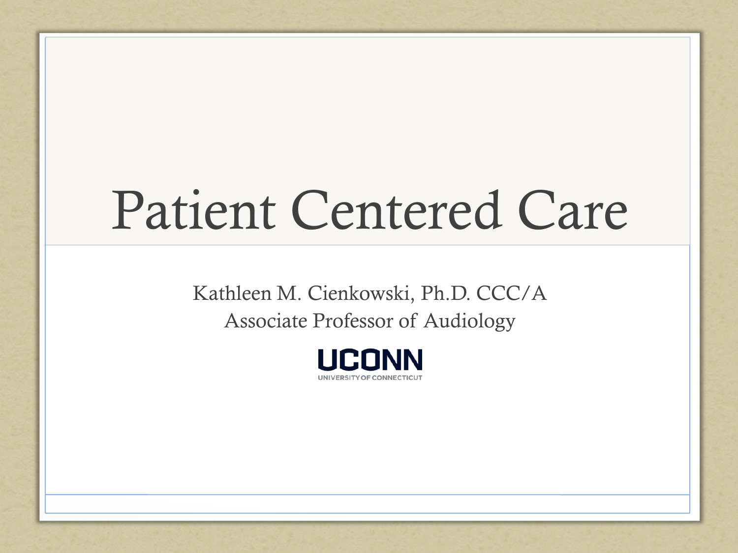# Patient Centered Care

Kathleen M. Cienkowski, Ph.D. CCC/A
Associate Professor of Audiology

UCONN
UNIVERSITY OF CONNECTICUT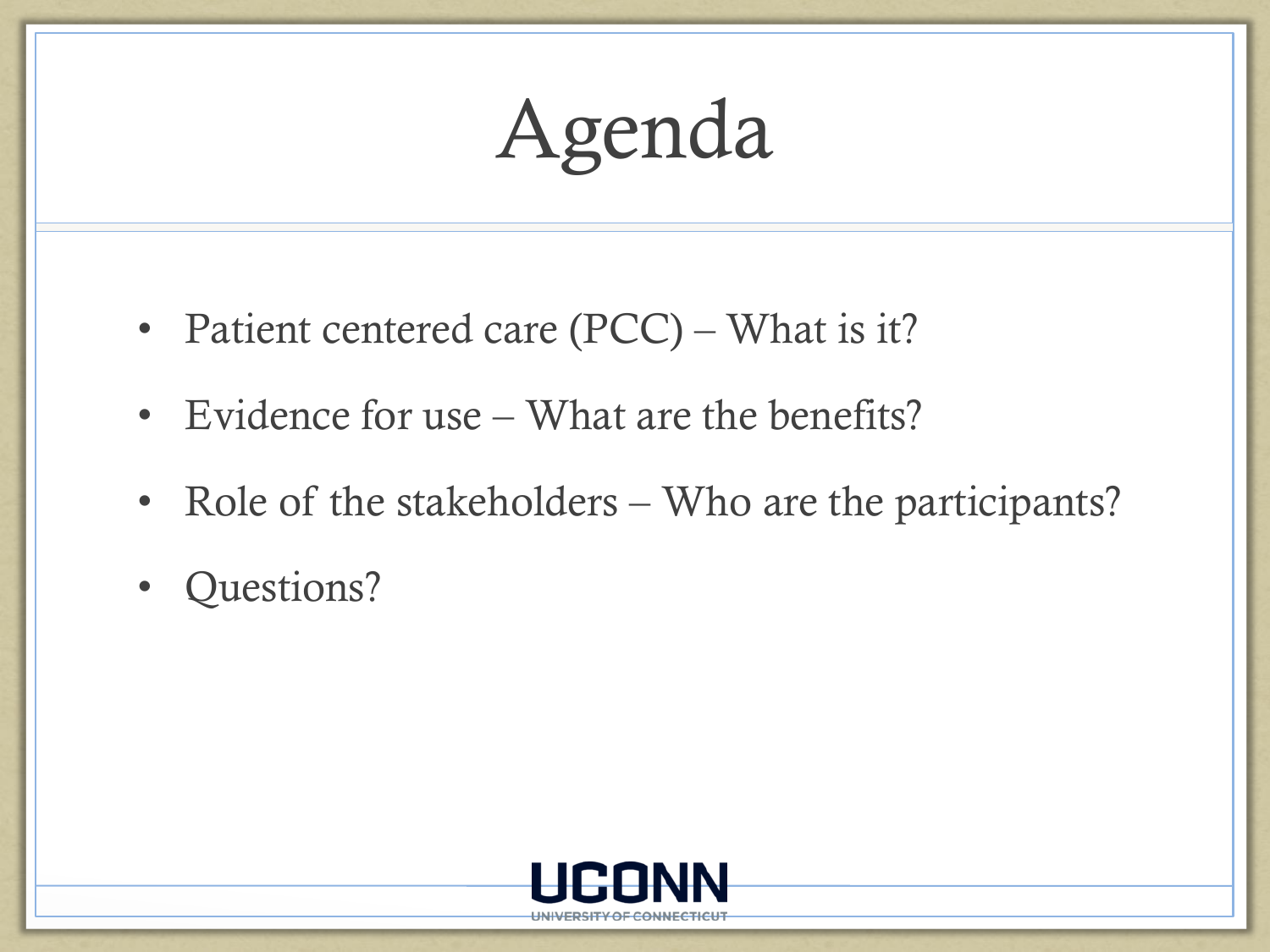# Agenda

- Patient centered care (PCC) – What is it?
- Evidence for use – What are the benefits?
- Role of the stakeholders – Who are the participants?
- Questions?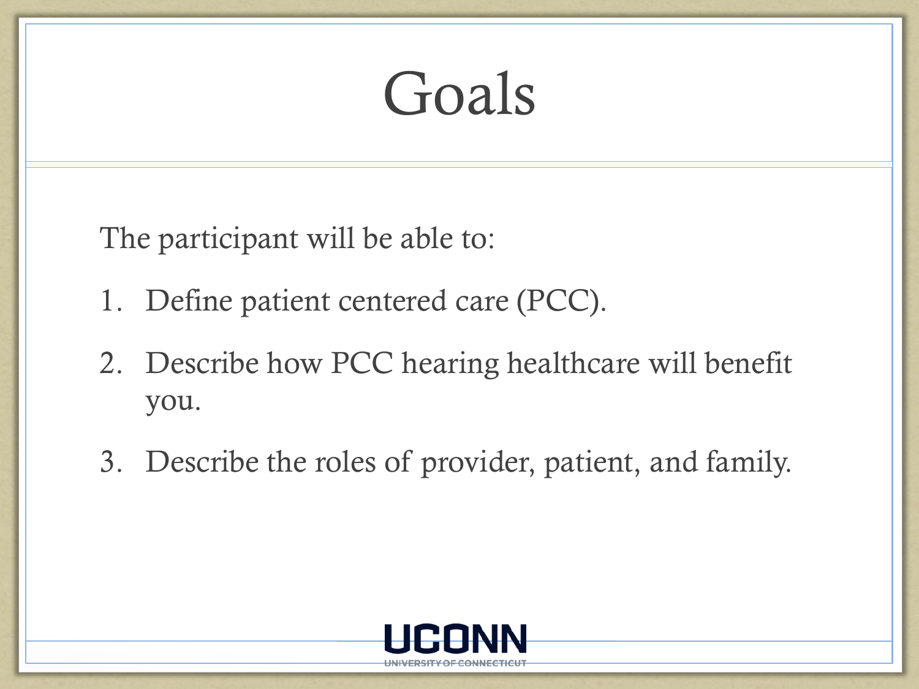# Goals

The participant will be able to:

1. Define patient centered care (PCC).
2. Describe how PCC hearing healthcare will benefit you.
3. Describe the roles of provider, patient, and family.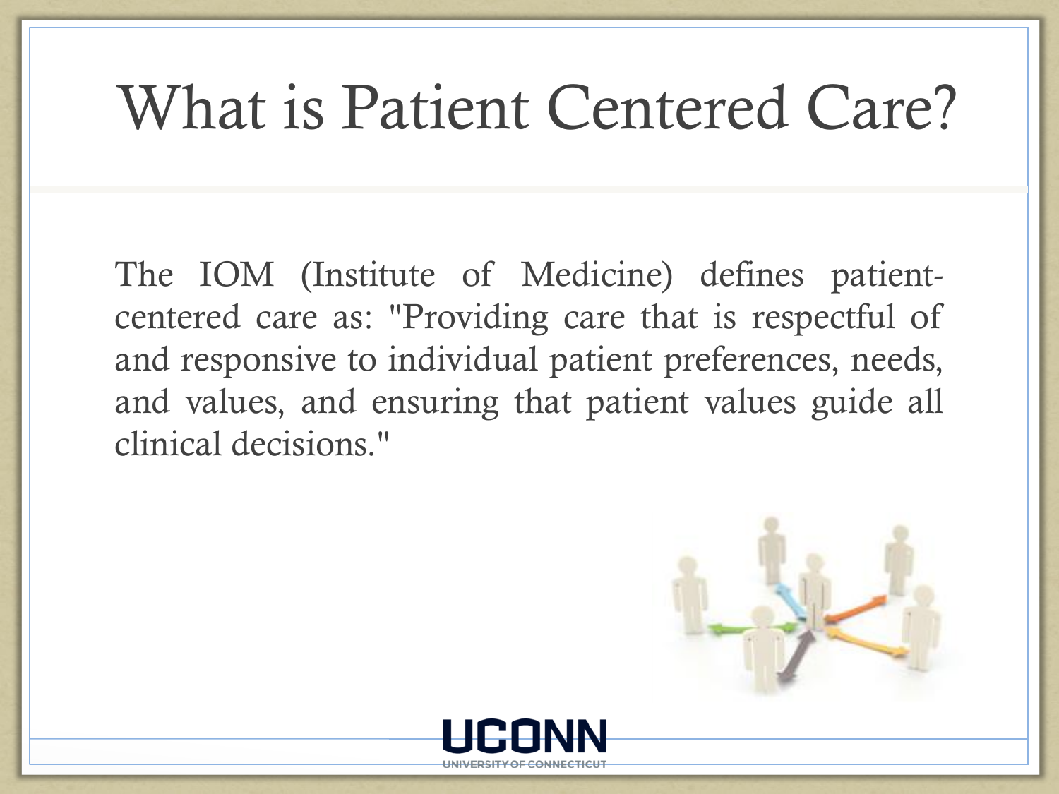# What is Patient Centered Care?

The IOM (Institute of Medicine) defines patient-centered care as: "Providing care that is respectful of and responsive to individual patient preferences, needs, and values, and ensuring that patient values guide all clinical decisions."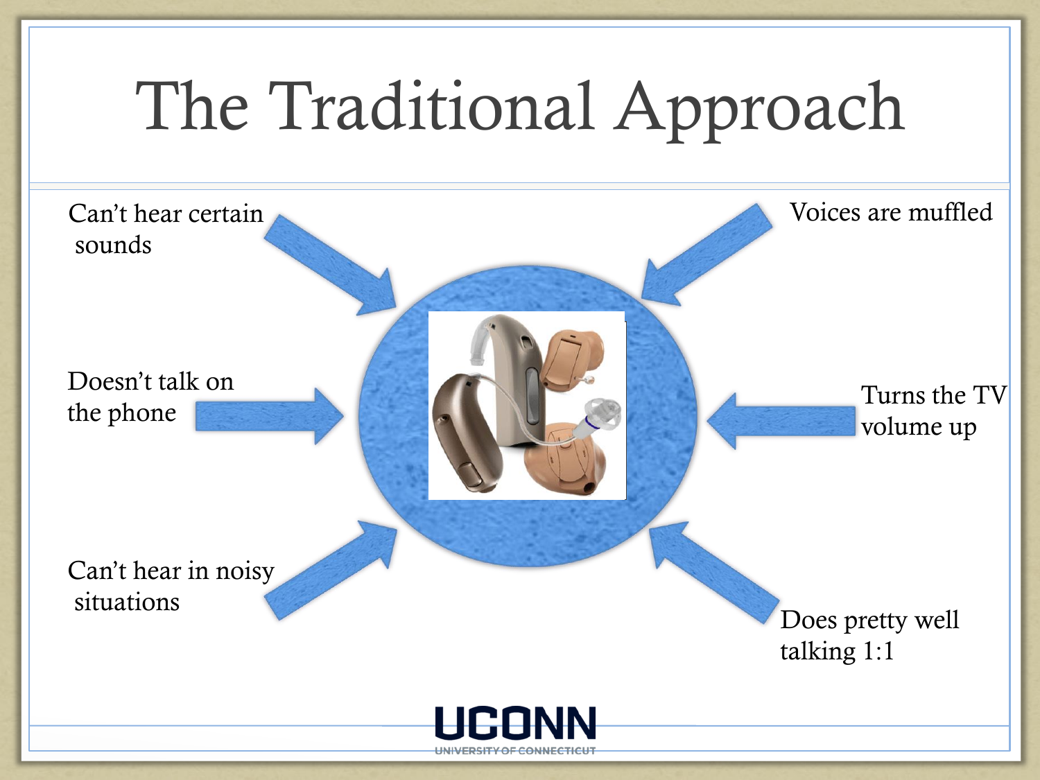# The Traditional Approach

- Can't hear certain sounds
- Voices are muffled
- Doesn't talk on the phone
- Turns the TV volume up
- Can't hear in noisy situations
- Does pretty well talking 1:1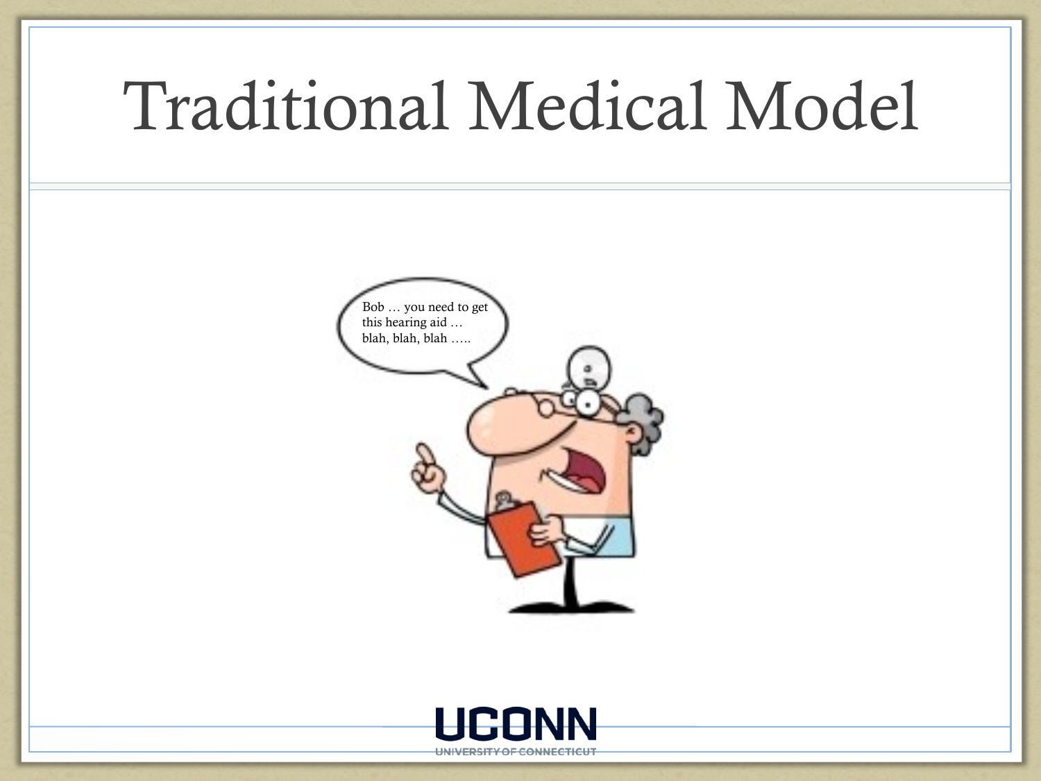# Traditional Medical Model

Bob … you need to get this hearing aid … blah, blah, blah …..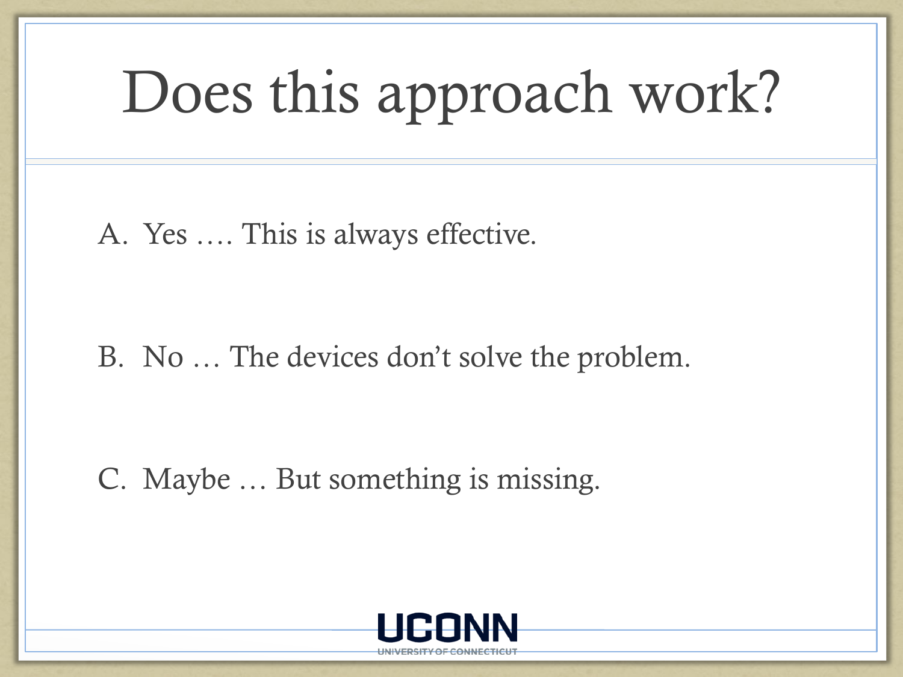# Does this approach work?

A. Yes …. This is always effective.

B. No … The devices don't solve the problem.

C. Maybe … But something is missing.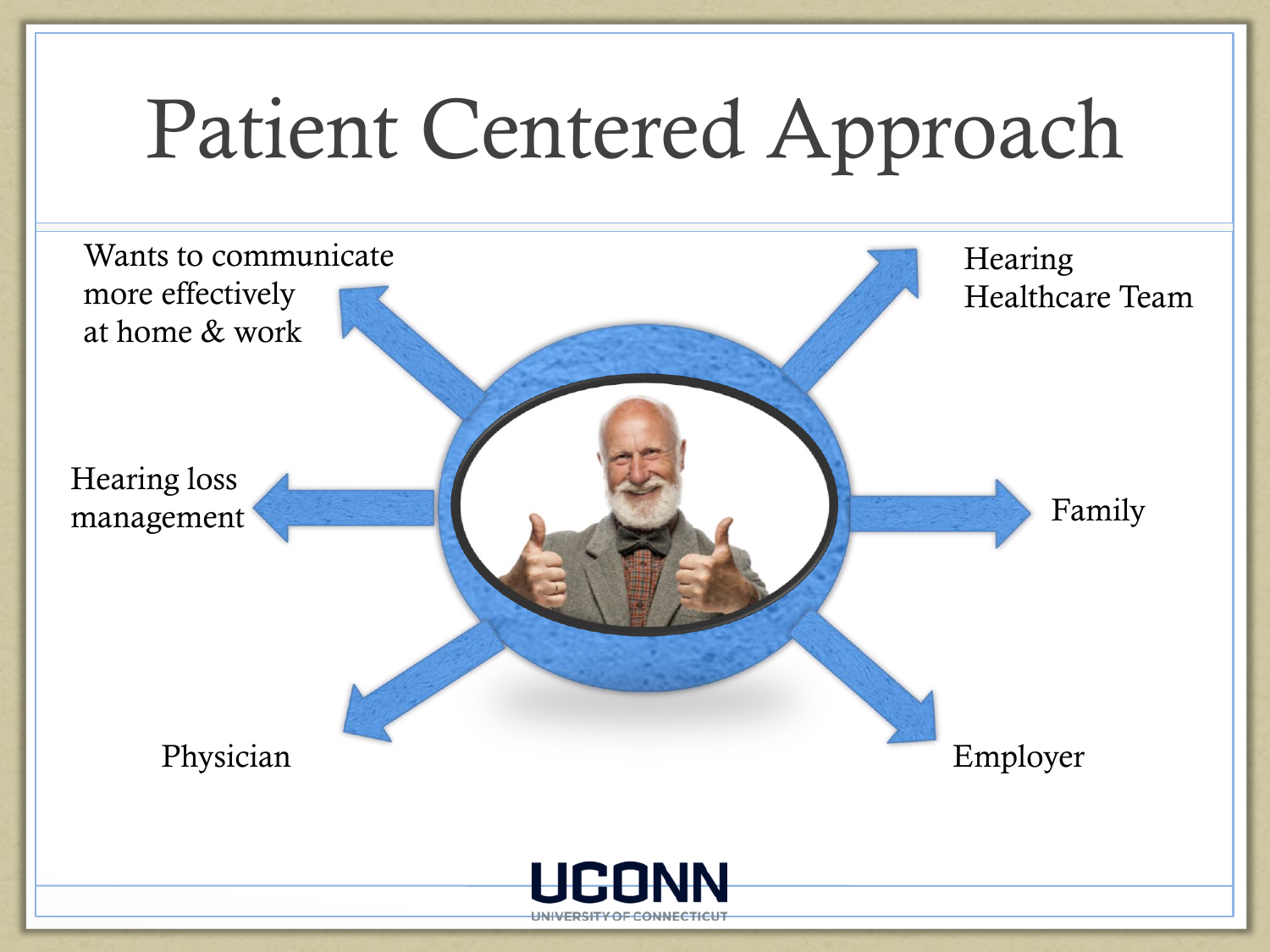# Patient Centered Approach

- Wants to communicate more effectively at home & work
- Hearing Healthcare Team
- Hearing loss management
- Family
- Physician
- Employer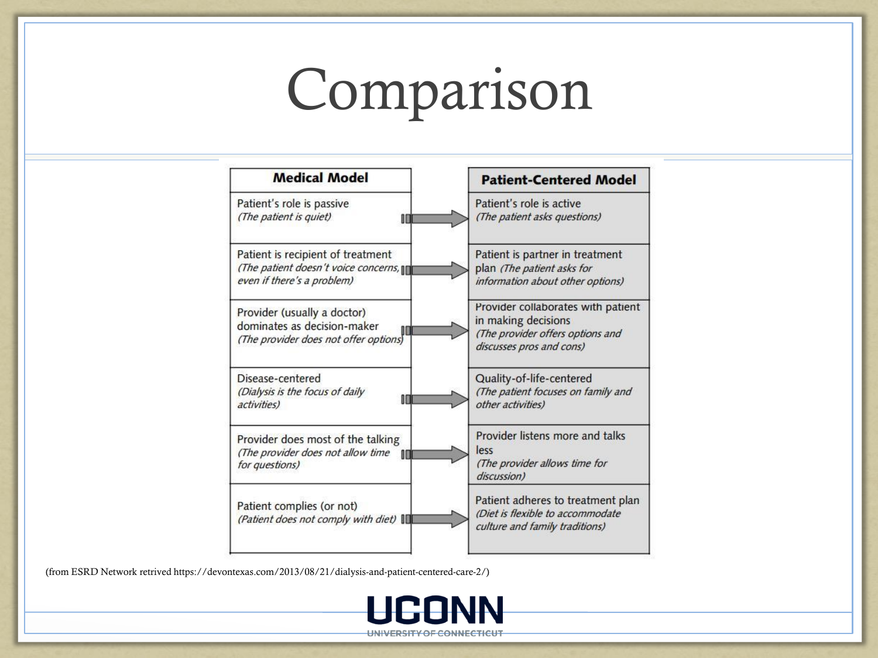# Comparison

| Medical Model | Patient-Centered Model |
|---|---|
| Patient's role is passive *(The patient is quiet)* | Patient's role is active *(The patient asks questions)* |
| Patient is recipient of treatment *(The patient doesn't voice concerns, even if there's a problem)* | Patient is partner in treatment plan *(The patient asks for information about other options)* |
| Provider (usually a doctor) dominates as decision-maker *(The provider does not offer options)* | Provider collaborates with patient in making decisions *(The provider offers options and discusses pros and cons)* |
| Disease-centered *(Dialysis is the focus of daily activities)* | Quality-of-life-centered *(The patient focuses on family and other activities)* |
| Provider does most of the talking *(The provider does not allow time for questions)* | Provider listens more and talks less *(The provider allows time for discussion)* |
| Patient complies (or not) *(Patient does not comply with diet)* | Patient adheres to treatment plan *(Diet is flexible to accommodate culture and family traditions)* |

(from ESRD Network retrived https://devontexas.com/2013/08/21/dialysis-and-patient-centered-care-2/)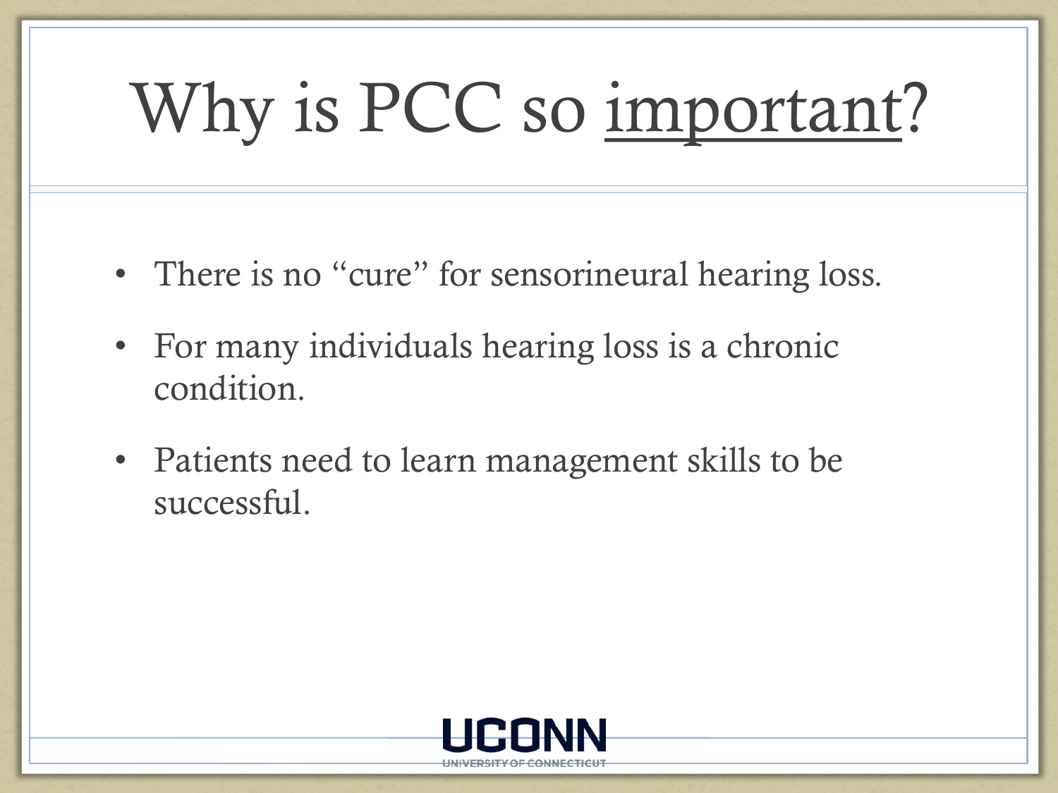# Why is PCC so important?

- There is no "cure" for sensorineural hearing loss.
- For many individuals hearing loss is a chronic condition.
- Patients need to learn management skills to be successful.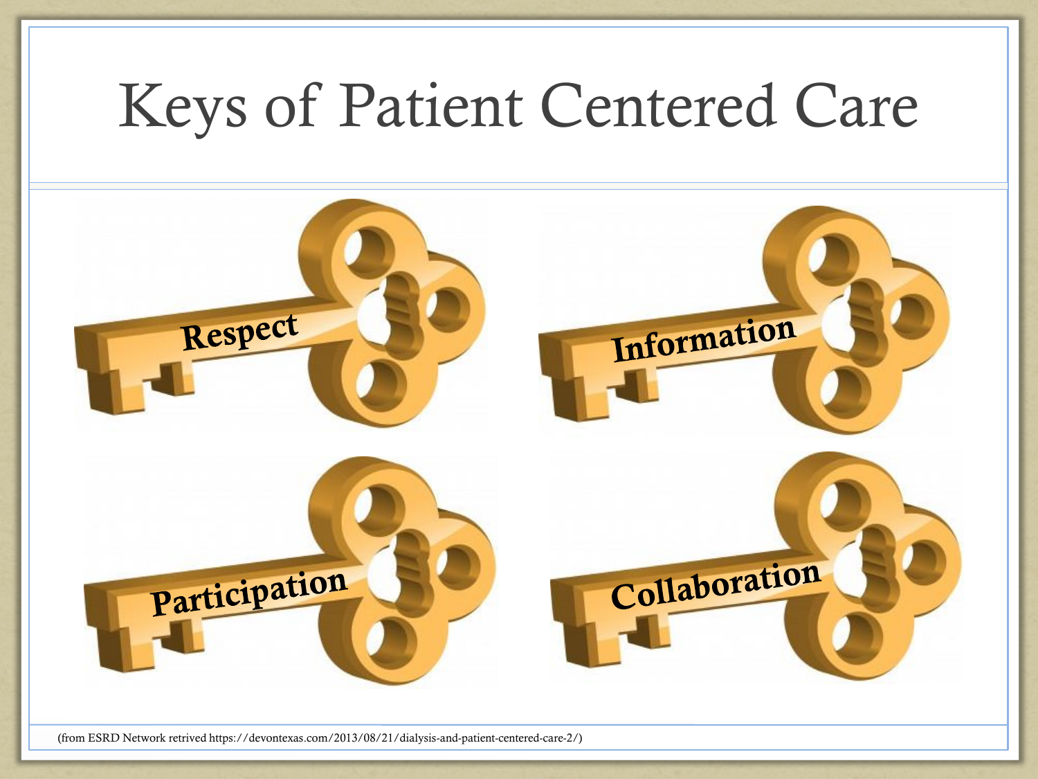# Keys of Patient Centered Care

- Respect
- Information
- Participation
- Collaboration

(from ESRD Network retrived https://devontexas.com/2013/08/21/dialysis-and-patient-centered-care-2/)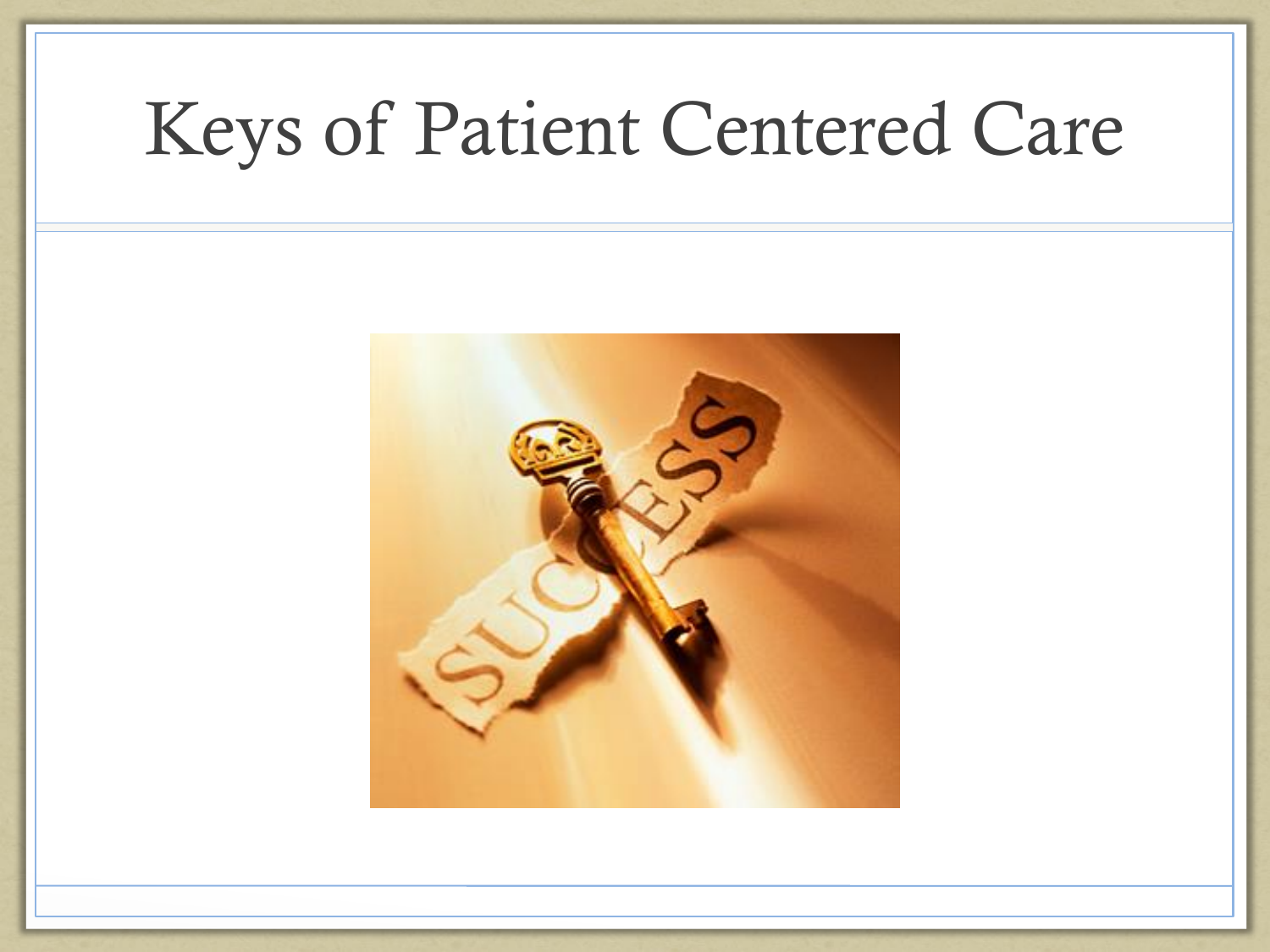# Keys of Patient Centered Care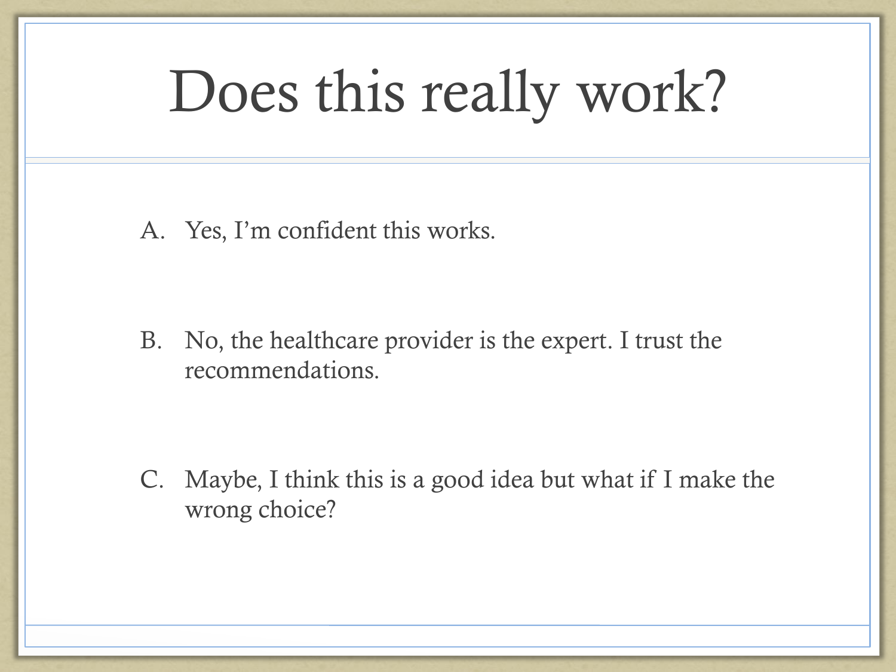# Does this really work?

A. Yes, I'm confident this works.

B. No, the healthcare provider is the expert. I trust the recommendations.

C. Maybe, I think this is a good idea but what if I make the wrong choice?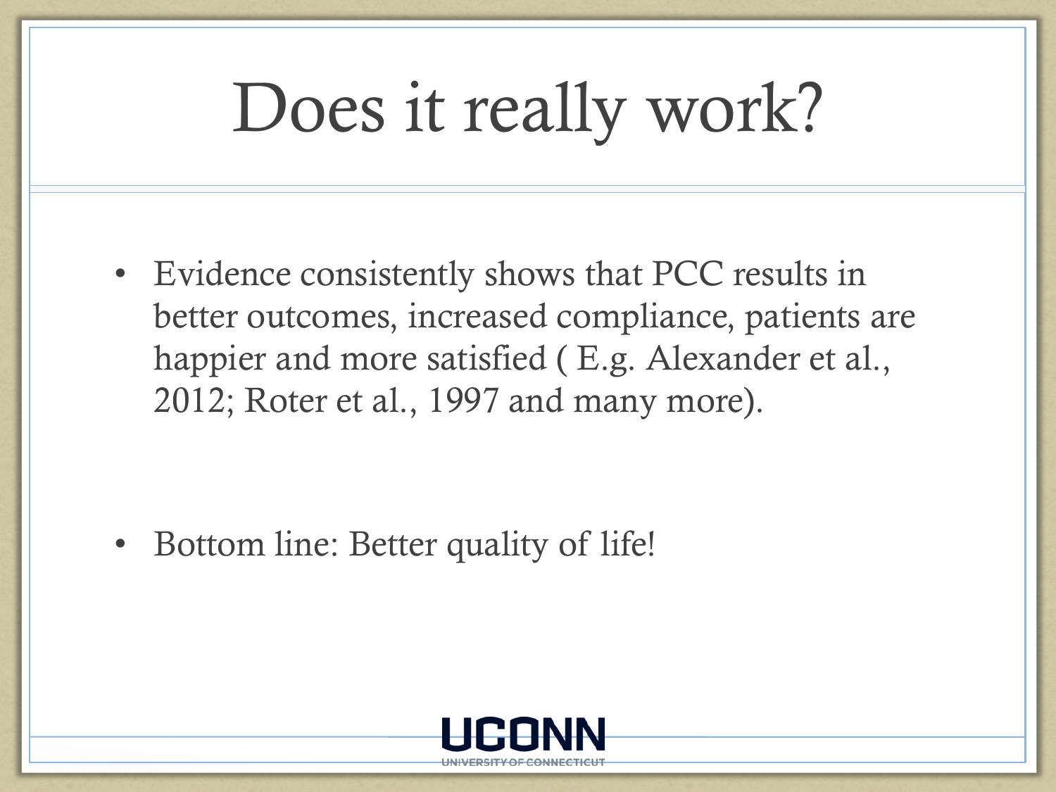# Does it really work?

- Evidence consistently shows that PCC results in better outcomes, increased compliance, patients are happier and more satisfied ( E.g. Alexander et al., 2012; Roter et al., 1997 and many more).

- Bottom line: Better quality of life!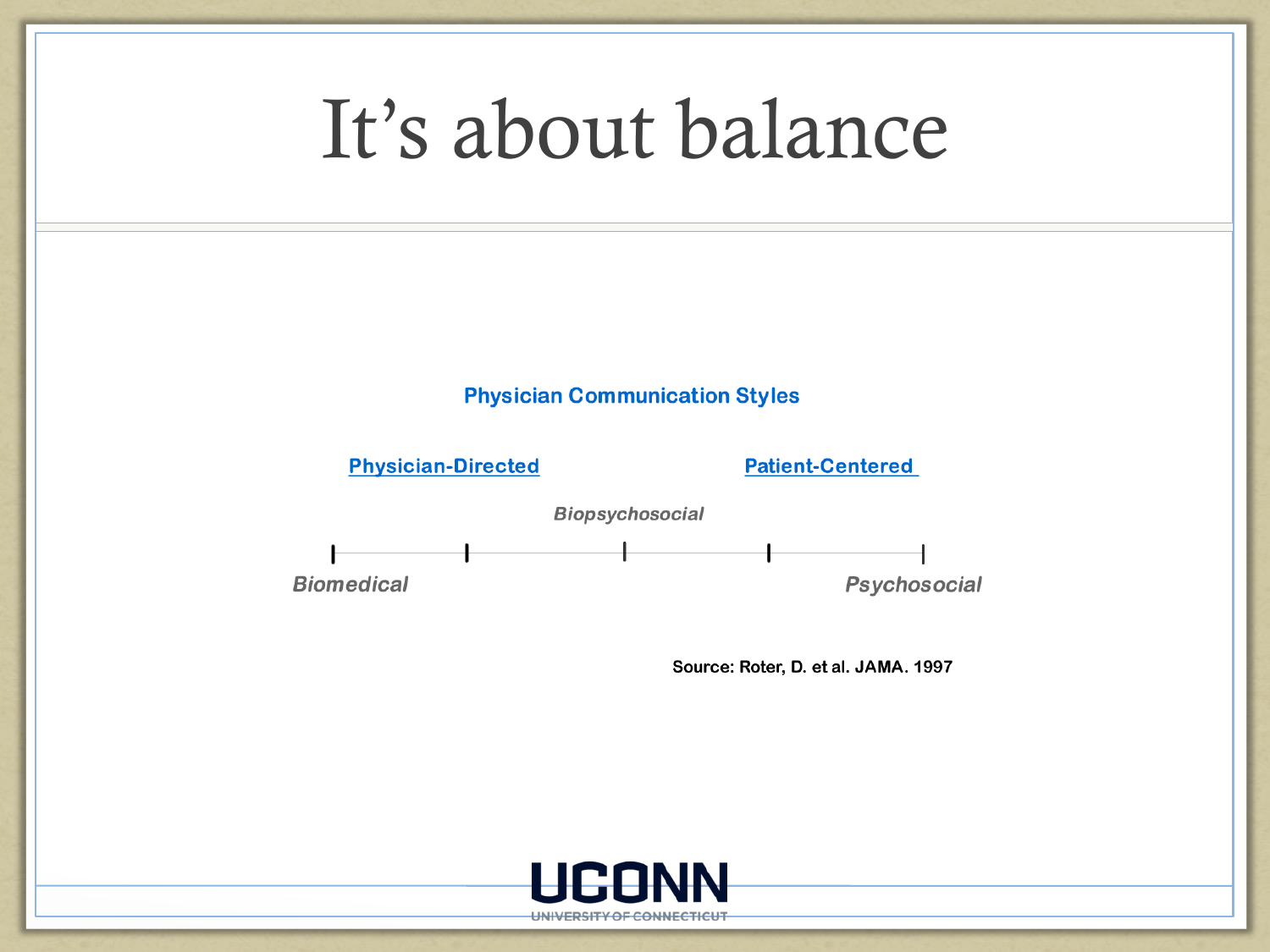# It's about balance

**Physician Communication Styles**

**Physician-Directed** — **Patient-Centered**

*Biomedical* — *Biopsychosocial* — *Psychosocial*

Source: Roter, D. et al. JAMA. 1997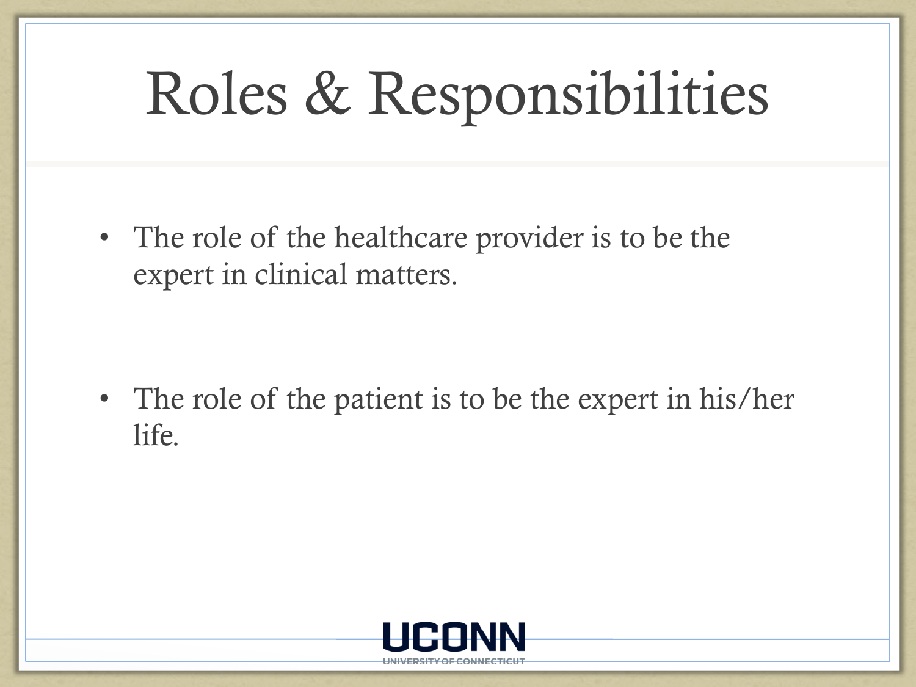# Roles & Responsibilities

- The role of the healthcare provider is to be the expert in clinical matters.
- The role of the patient is to be the expert in his/her life.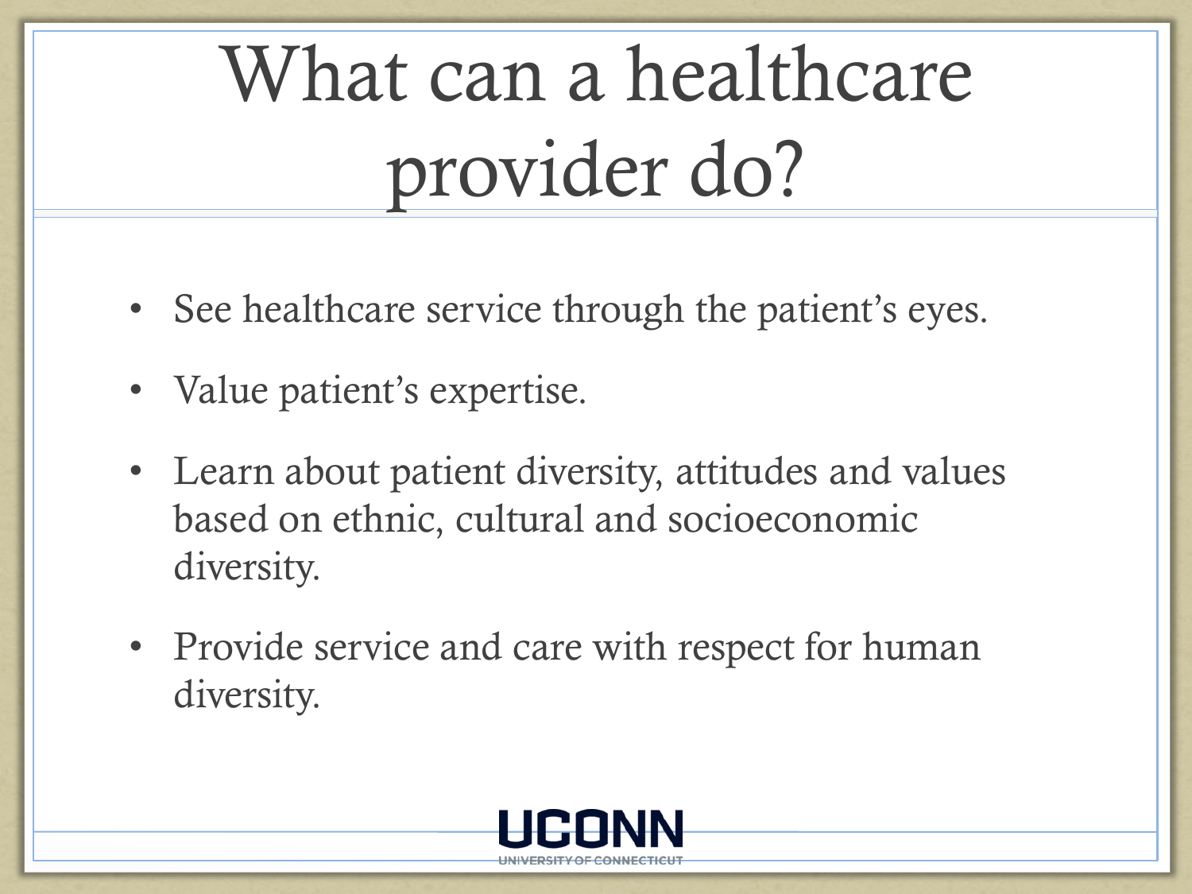# What can a healthcare provider do?

- See healthcare service through the patient's eyes.
- Value patient's expertise.
- Learn about patient diversity, attitudes and values based on ethnic, cultural and socioeconomic diversity.
- Provide service and care with respect for human diversity.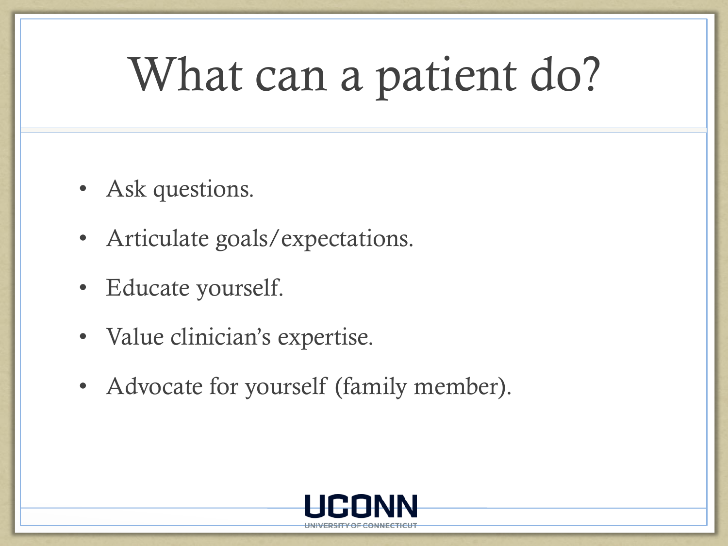# What can a patient do?

- Ask questions.
- Articulate goals/expectations.
- Educate yourself.
- Value clinician's expertise.
- Advocate for yourself (family member).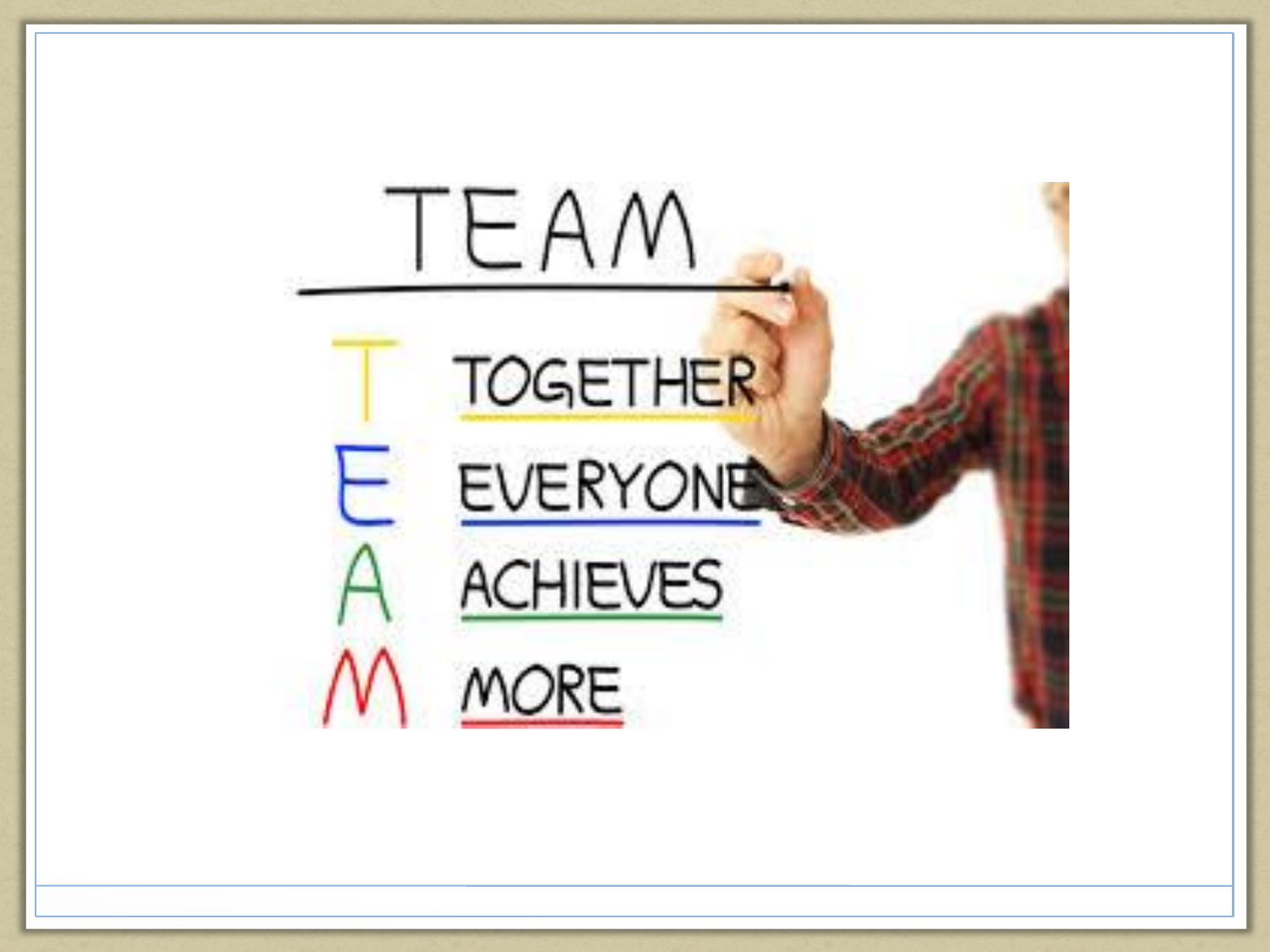# TEAM

- **T** TOGETHER
- **E** EVERYONE
- **A** ACHIEVES
- **M** MORE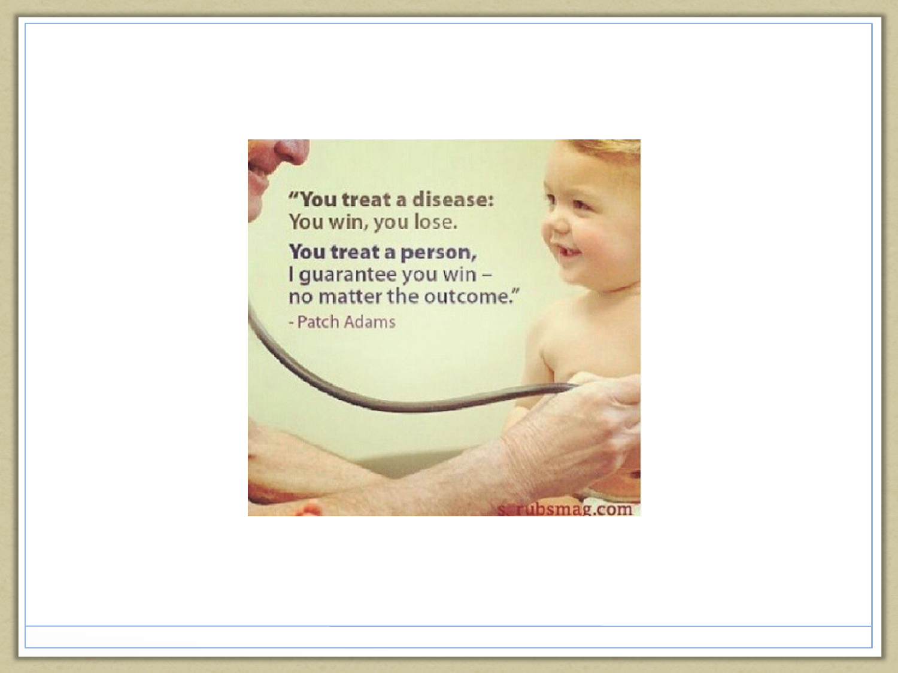"You treat a disease:
You win, you lose.

You treat a person,
I guarantee you win –
no matter the outcome."

- Patch Adams

scrubsmag.com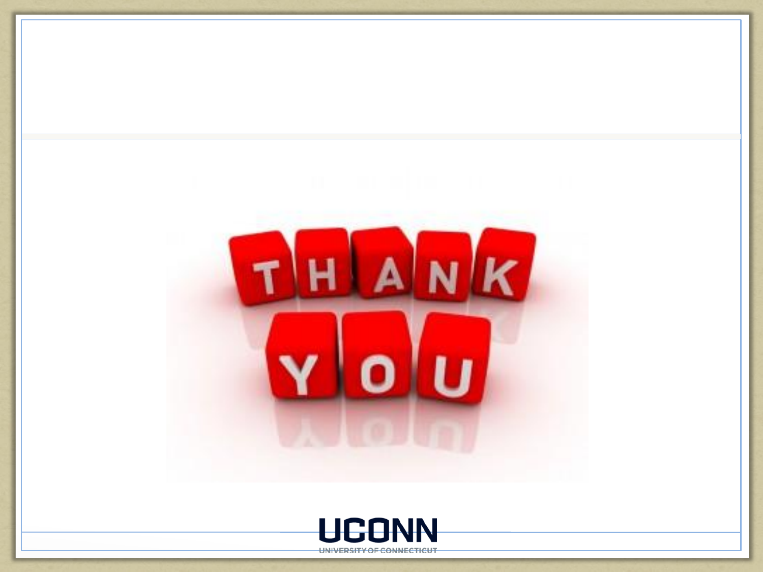THANK YOU